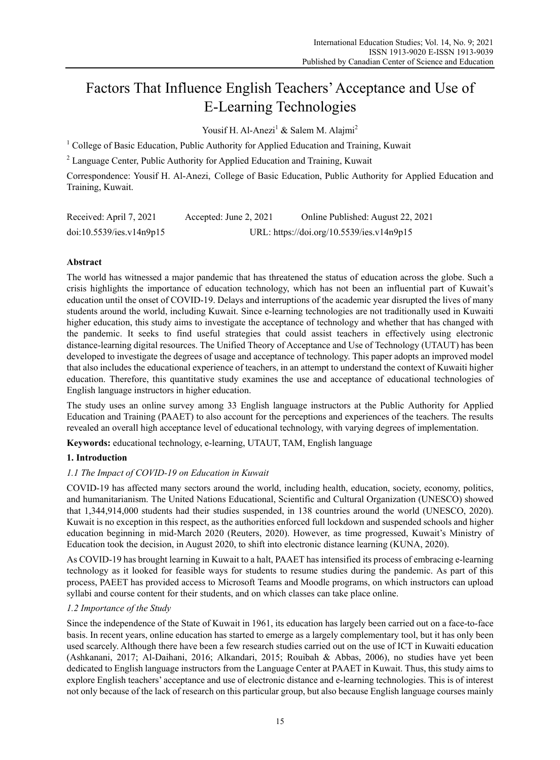# Factors That Influence English Teachers' Acceptance and Use of E-Learning Technologies

Yousif H. Al-Anezi[1] & Salem M. Alajmi[2]

[1] College of Basic Education, Public Authority for Applied Education and Training, Kuwait

[2] Language Center, Public Authority for Applied Education and Training, Kuwait

Correspondence: Yousif H. Al-Anezi, College of Basic Education, Public Authority for Applied Education and Training, Kuwait.

Received: April 7, 2021    Accepted: June 2, 2021    Online Published: August 22, 2021

doi:10.5539/ies.v14n9p15    URL: https://doi.org/10.5539/ies.v14n9p15

**Abstract**

The world has witnessed a major pandemic that has threatened the status of education across the globe. Such a crisis highlights the importance of education technology, which has not been an influential part of Kuwait's education until the onset of COVID-19. Delays and interruptions of the academic year disrupted the lives of many students around the world, including Kuwait. Since e-learning technologies are not traditionally used in Kuwaiti higher education, this study aims to investigate the acceptance of technology and whether that has changed with the pandemic. It seeks to find useful strategies that could assist teachers in effectively using electronic distance-learning digital resources. The Unified Theory of Acceptance and Use of Technology (UTAUT) has been developed to investigate the degrees of usage and acceptance of technology. This paper adopts an improved model that also includes the educational experience of teachers, in an attempt to understand the context of Kuwaiti higher education. Therefore, this quantitative study examines the use and acceptance of educational technologies of English language instructors in higher education.

The study uses an online survey among 33 English language instructors at the Public Authority for Applied Education and Training (PAAET) to also account for the perceptions and experiences of the teachers. The results revealed an overall high acceptance level of educational technology, with varying degrees of implementation.

**Keywords:** educational technology, e-learning, UTAUT, TAM, English language

## 1. Introduction

### 1.1 The Impact of COVID-19 on Education in Kuwait

COVID-19 has affected many sectors around the world, including health, education, society, economy, politics, and humanitarianism. The United Nations Educational, Scientific and Cultural Organization (UNESCO) showed that 1,344,914,000 students had their studies suspended, in 138 countries around the world (UNESCO, 2020). Kuwait is no exception in this respect, as the authorities enforced full lockdown and suspended schools and higher education beginning in mid-March 2020 (Reuters, 2020). However, as time progressed, Kuwait's Ministry of Education took the decision, in August 2020, to shift into electronic distance learning (KUNA, 2020).

As COVID-19 has brought learning in Kuwait to a halt, PAAET has intensified its process of embracing e-learning technology as it looked for feasible ways for students to resume studies during the pandemic. As part of this process, PAEET has provided access to Microsoft Teams and Moodle programs, on which instructors can upload syllabi and course content for their students, and on which classes can take place online.

### 1.2 Importance of the Study

Since the independence of the State of Kuwait in 1961, its education has largely been carried out on a face-to-face basis. In recent years, online education has started to emerge as a largely complementary tool, but it has only been used scarcely. Although there have been a few research studies carried out on the use of ICT in Kuwaiti education (Ashkanani, 2017; Al-Daihani, 2016; Alkandari, 2015; Rouibah & Abbas, 2006), no studies have yet been dedicated to English language instructors from the Language Center at PAAET in Kuwait. Thus, this study aims to explore English teachers' acceptance and use of electronic distance and e-learning technologies. This is of interest not only because of the lack of research on this particular group, but also because English language courses mainly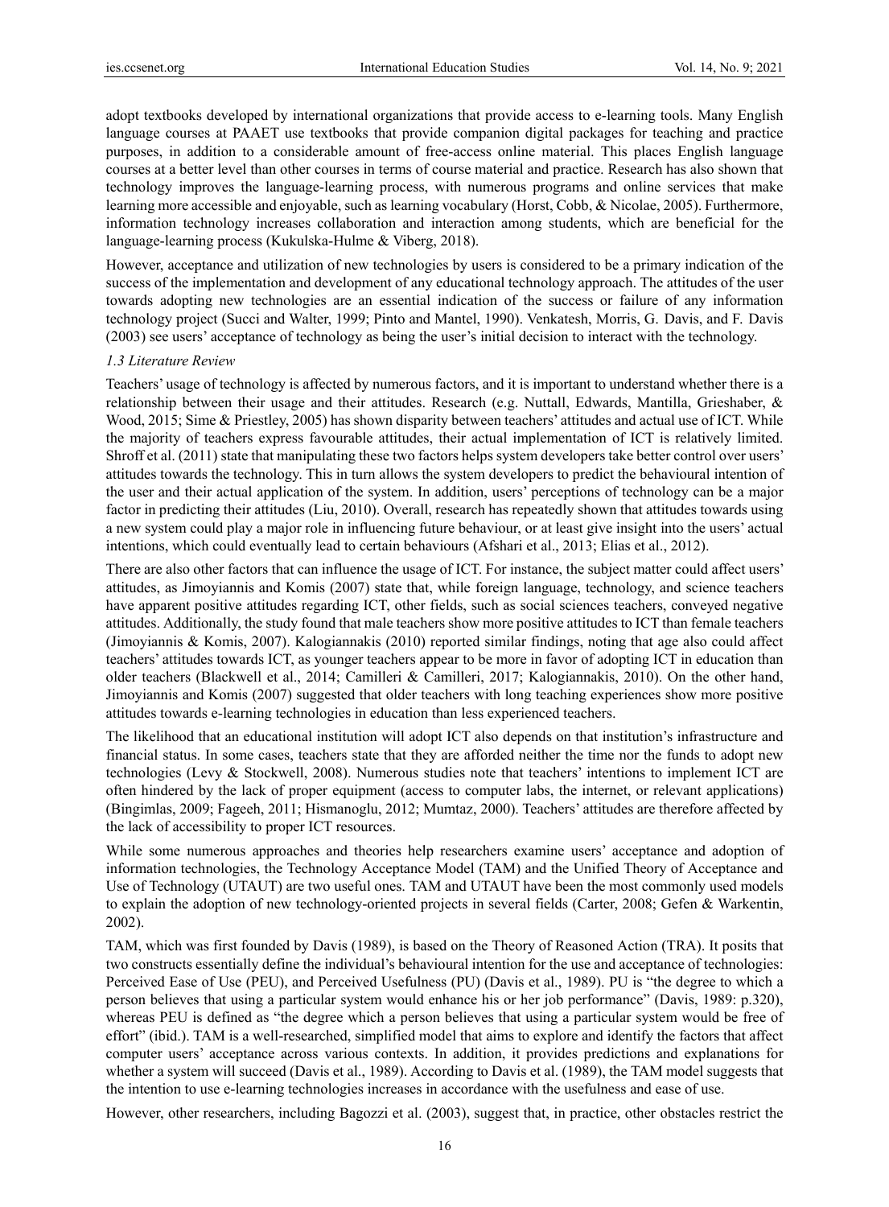adopt textbooks developed by international organizations that provide access to e-learning tools. Many English language courses at PAAET use textbooks that provide companion digital packages for teaching and practice purposes, in addition to a considerable amount of free-access online material. This places English language courses at a better level than other courses in terms of course material and practice. Research has also shown that technology improves the language-learning process, with numerous programs and online services that make learning more accessible and enjoyable, such as learning vocabulary (Horst, Cobb, & Nicolae, 2005). Furthermore, information technology increases collaboration and interaction among students, which are beneficial for the language-learning process (Kukulska-Hulme & Viberg, 2018).

However, acceptance and utilization of new technologies by users is considered to be a primary indication of the success of the implementation and development of any educational technology approach. The attitudes of the user towards adopting new technologies are an essential indication of the success or failure of any information technology project (Succi and Walter, 1999; Pinto and Mantel, 1990). Venkatesh, Morris, G. Davis, and F. Davis (2003) see users' acceptance of technology as being the user's initial decision to interact with the technology.

### *1.3 Literature Review*

Teachers' usage of technology is affected by numerous factors, and it is important to understand whether there is a relationship between their usage and their attitudes. Research (e.g. Nuttall, Edwards, Mantilla, Grieshaber, & Wood, 2015; Sime & Priestley, 2005) has shown disparity between teachers' attitudes and actual use of ICT. While the majority of teachers express favourable attitudes, their actual implementation of ICT is relatively limited. Shroff et al. (2011) state that manipulating these two factors helps system developers take better control over users' attitudes towards the technology. This in turn allows the system developers to predict the behavioural intention of the user and their actual application of the system. In addition, users' perceptions of technology can be a major factor in predicting their attitudes (Liu, 2010). Overall, research has repeatedly shown that attitudes towards using a new system could play a major role in influencing future behaviour, or at least give insight into the users' actual intentions, which could eventually lead to certain behaviours (Afshari et al., 2013; Elias et al., 2012).

There are also other factors that can influence the usage of ICT. For instance, the subject matter could affect users' attitudes, as Jimoyiannis and Komis (2007) state that, while foreign language, technology, and science teachers have apparent positive attitudes regarding ICT, other fields, such as social sciences teachers, conveyed negative attitudes. Additionally, the study found that male teachers show more positive attitudes to ICT than female teachers (Jimoyiannis & Komis, 2007). Kalogiannakis (2010) reported similar findings, noting that age also could affect teachers' attitudes towards ICT, as younger teachers appear to be more in favor of adopting ICT in education than older teachers (Blackwell et al., 2014; Camilleri & Camilleri, 2017; Kalogiannakis, 2010). On the other hand, Jimoyiannis and Komis (2007) suggested that older teachers with long teaching experiences show more positive attitudes towards e-learning technologies in education than less experienced teachers.

The likelihood that an educational institution will adopt ICT also depends on that institution's infrastructure and financial status. In some cases, teachers state that they are afforded neither the time nor the funds to adopt new technologies (Levy & Stockwell, 2008). Numerous studies note that teachers' intentions to implement ICT are often hindered by the lack of proper equipment (access to computer labs, the internet, or relevant applications) (Bingimlas, 2009; Fageeh, 2011; Hismanoglu, 2012; Mumtaz, 2000). Teachers' attitudes are therefore affected by the lack of accessibility to proper ICT resources.

While some numerous approaches and theories help researchers examine users' acceptance and adoption of information technologies, the Technology Acceptance Model (TAM) and the Unified Theory of Acceptance and Use of Technology (UTAUT) are two useful ones. TAM and UTAUT have been the most commonly used models to explain the adoption of new technology-oriented projects in several fields (Carter, 2008; Gefen & Warkentin, 2002).

TAM, which was first founded by Davis (1989), is based on the Theory of Reasoned Action (TRA). It posits that two constructs essentially define the individual's behavioural intention for the use and acceptance of technologies: Perceived Ease of Use (PEU), and Perceived Usefulness (PU) (Davis et al., 1989). PU is "the degree to which a person believes that using a particular system would enhance his or her job performance" (Davis, 1989: p.320), whereas PEU is defined as "the degree which a person believes that using a particular system would be free of effort" (ibid.). TAM is a well-researched, simplified model that aims to explore and identify the factors that affect computer users' acceptance across various contexts. In addition, it provides predictions and explanations for whether a system will succeed (Davis et al., 1989). According to Davis et al. (1989), the TAM model suggests that the intention to use e-learning technologies increases in accordance with the usefulness and ease of use.

However, other researchers, including Bagozzi et al. (2003), suggest that, in practice, other obstacles restrict the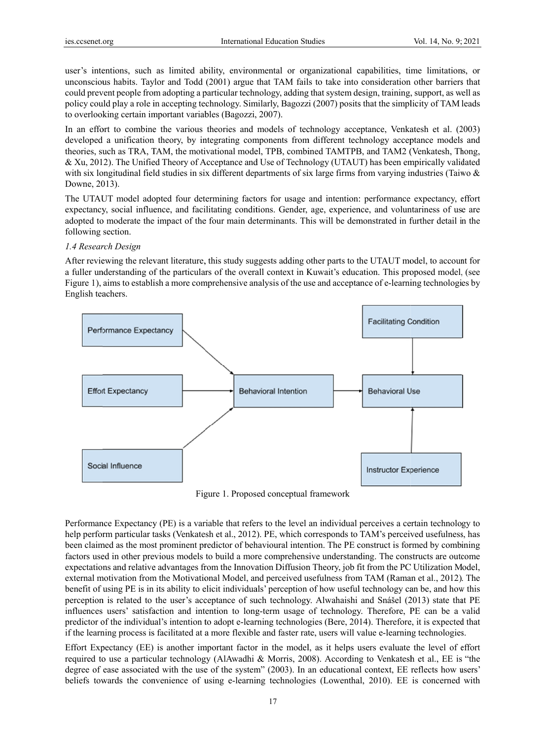user's intentions, such as limited ability, environmental or organizational capabilities, time limitations, or unconscious habits. Taylor and Todd (2001) argue that TAM fails to take into consideration other barriers that could prevent people from adopting a particular technology, adding that system design, training, support, as well as policy could play a role in accepting technology. Similarly, Bagozzi (2007) posits that the simplicity of TAM leads to overlooking certain important variables (Bagozzi, 2007).

In an effort to combine the various theories and models of technology acceptance, Venkatesh et al. (2003) developed a unification theory, by integrating components from different technology acceptance models and theories, such as TRA, TAM, the motivational model, TPB, combined TAMTPB, and TAM2 (Venkatesh, Thong, & Xu, 2012). The Unified Theory of Acceptance and Use of Technology (UTAUT) has been empirically validated with six longitudinal field studies in six different departments of six large firms from varying industries (Taiwo & Downe, 2013).

The UTAUT model adopted four determining factors for usage and intention: performance expectancy, effort expectancy, social influence, and facilitating conditions. Gender, age, experience, and voluntariness of use are adopted to moderate the impact of the four main determinants. This will be demonstrated in further detail in the following section.

### *1.4 Research Design*

After reviewing the relevant literature, this study suggests adding other parts to the UTAUT model, to account for a fuller understanding of the particulars of the overall context in Kuwait's education. This proposed model, (see Figure 1), aims to establish a more comprehensive analysis of the use and acceptance of e-learning technologies by English teachers.

Performance Expectancy → Behavioral Intention; Effort Expectancy → Behavioral Intention; Social Influence → Behavioral Intention; Behavioral Intention → Behavioral Use; Facilitating Condition → Behavioral Use; Instructor Experience → Behavioral Use

Figure 1. Proposed conceptual framework

Performance Expectancy (PE) is a variable that refers to the level an individual perceives a certain technology to help perform particular tasks (Venkatesh et al., 2012). PE, which corresponds to TAM's perceived usefulness, has been claimed as the most prominent predictor of behavioural intention. The PE construct is formed by combining factors used in other previous models to build a more comprehensive understanding. The constructs are outcome expectations and relative advantages from the Innovation Diffusion Theory, job fit from the PC Utilization Model, external motivation from the Motivational Model, and perceived usefulness from TAM (Raman et al., 2012). The benefit of using PE is in its ability to elicit individuals' perception of how useful technology can be, and how this perception is related to the user's acceptance of such technology. Alwahaishi and Snášel (2013) state that PE influences users' satisfaction and intention to long-term usage of technology. Therefore, PE can be a valid predictor of the individual's intention to adopt e-learning technologies (Bere, 2014). Therefore, it is expected that if the learning process is facilitated at a more flexible and faster rate, users will value e-learning technologies.

Effort Expectancy (EE) is another important factor in the model, as it helps users evaluate the level of effort required to use a particular technology (AlAwadhi & Morris, 2008). According to Venkatesh et al., EE is "the degree of ease associated with the use of the system" (2003). In an educational context, EE reflects how users' beliefs towards the convenience of using e-learning technologies (Lowenthal, 2010). EE is concerned with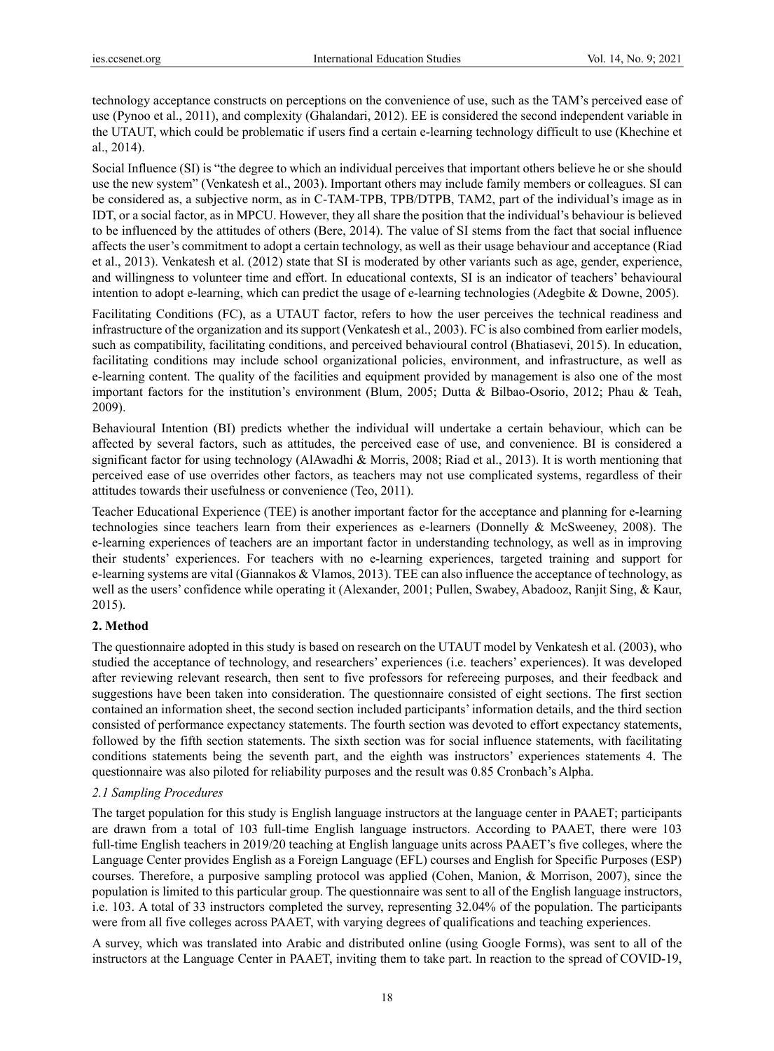technology acceptance constructs on perceptions on the convenience of use, such as the TAM's perceived ease of use (Pynoo et al., 2011), and complexity (Ghalandari, 2012). EE is considered the second independent variable in the UTAUT, which could be problematic if users find a certain e-learning technology difficult to use (Khechine et al., 2014).

Social Influence (SI) is "the degree to which an individual perceives that important others believe he or she should use the new system" (Venkatesh et al., 2003). Important others may include family members or colleagues. SI can be considered as, a subjective norm, as in C-TAM-TPB, TPB/DTPB, TAM2, part of the individual's image as in IDT, or a social factor, as in MPCU. However, they all share the position that the individual's behaviour is believed to be influenced by the attitudes of others (Bere, 2014). The value of SI stems from the fact that social influence affects the user's commitment to adopt a certain technology, as well as their usage behaviour and acceptance (Riad et al., 2013). Venkatesh et al. (2012) state that SI is moderated by other variants such as age, gender, experience, and willingness to volunteer time and effort. In educational contexts, SI is an indicator of teachers' behavioural intention to adopt e-learning, which can predict the usage of e-learning technologies (Adegbite & Downe, 2005).

Facilitating Conditions (FC), as a UTAUT factor, refers to how the user perceives the technical readiness and infrastructure of the organization and its support (Venkatesh et al., 2003). FC is also combined from earlier models, such as compatibility, facilitating conditions, and perceived behavioural control (Bhatiasevi, 2015). In education, facilitating conditions may include school organizational policies, environment, and infrastructure, as well as e-learning content. The quality of the facilities and equipment provided by management is also one of the most important factors for the institution's environment (Blum, 2005; Dutta & Bilbao-Osorio, 2012; Phau & Teah, 2009).

Behavioural Intention (BI) predicts whether the individual will undertake a certain behaviour, which can be affected by several factors, such as attitudes, the perceived ease of use, and convenience. BI is considered a significant factor for using technology (AlAwadhi & Morris, 2008; Riad et al., 2013). It is worth mentioning that perceived ease of use overrides other factors, as teachers may not use complicated systems, regardless of their attitudes towards their usefulness or convenience (Teo, 2011).

Teacher Educational Experience (TEE) is another important factor for the acceptance and planning for e-learning technologies since teachers learn from their experiences as e-learners (Donnelly & McSweeney, 2008). The e-learning experiences of teachers are an important factor in understanding technology, as well as in improving their students' experiences. For teachers with no e-learning experiences, targeted training and support for e-learning systems are vital (Giannakos & Vlamos, 2013). TEE can also influence the acceptance of technology, as well as the users' confidence while operating it (Alexander, 2001; Pullen, Swabey, Abadooz, Ranjit Sing, & Kaur, 2015).

## 2. Method

The questionnaire adopted in this study is based on research on the UTAUT model by Venkatesh et al. (2003), who studied the acceptance of technology, and researchers' experiences (i.e. teachers' experiences). It was developed after reviewing relevant research, then sent to five professors for refereeing purposes, and their feedback and suggestions have been taken into consideration. The questionnaire consisted of eight sections. The first section contained an information sheet, the second section included participants' information details, and the third section consisted of performance expectancy statements. The fourth section was devoted to effort expectancy statements, followed by the fifth section statements. The sixth section was for social influence statements, with facilitating conditions statements being the seventh part, and the eighth was instructors' experiences statements 4. The questionnaire was also piloted for reliability purposes and the result was 0.85 Cronbach's Alpha.

### *2.1 Sampling Procedures*

The target population for this study is English language instructors at the language center in PAAET; participants are drawn from a total of 103 full-time English language instructors. According to PAAET, there were 103 full-time English teachers in 2019/20 teaching at English language units across PAAET's five colleges, where the Language Center provides English as a Foreign Language (EFL) courses and English for Specific Purposes (ESP) courses. Therefore, a purposive sampling protocol was applied (Cohen, Manion, & Morrison, 2007), since the population is limited to this particular group. The questionnaire was sent to all of the English language instructors, i.e. 103. A total of 33 instructors completed the survey, representing 32.04% of the population. The participants were from all five colleges across PAAET, with varying degrees of qualifications and teaching experiences.

A survey, which was translated into Arabic and distributed online (using Google Forms), was sent to all of the instructors at the Language Center in PAAET, inviting them to take part. In reaction to the spread of COVID-19,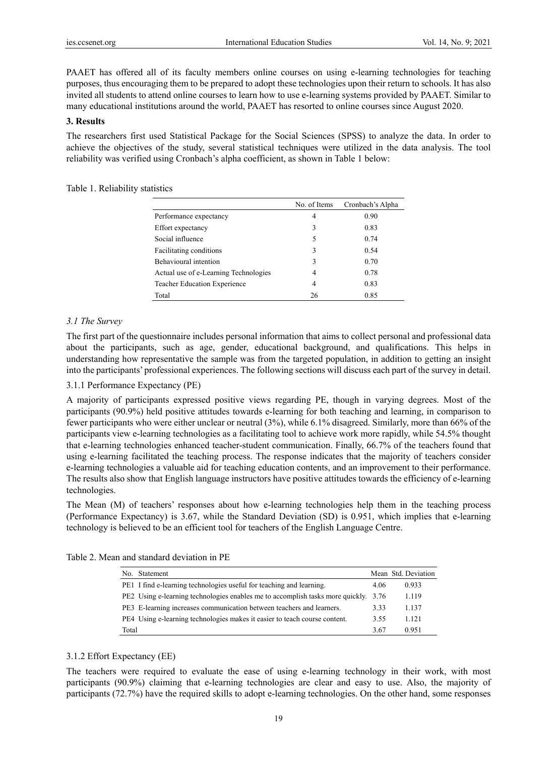PAAET has offered all of its faculty members online courses on using e-learning technologies for teaching purposes, thus encouraging them to be prepared to adopt these technologies upon their return to schools. It has also invited all students to attend online courses to learn how to use e-learning systems provided by PAAET. Similar to many educational institutions around the world, PAAET has resorted to online courses since August 2020.

## 3. Results

The researchers first used Statistical Package for the Social Sciences (SPSS) to analyze the data. In order to achieve the objectives of the study, several statistical techniques were utilized in the data analysis. The tool reliability was verified using Cronbach's alpha coefficient, as shown in Table 1 below:

Table 1. Reliability statistics

| | No. of Items | Cronbach's Alpha |
|---|---|---|
| Performance expectancy | 4 | 0.90 |
| Effort expectancy | 3 | 0.83 |
| Social influence | 5 | 0.74 |
| Facilitating conditions | 3 | 0.54 |
| Behavioural intention | 3 | 0.70 |
| Actual use of e-Learning Technologies | 4 | 0.78 |
| Teacher Education Experience | 4 | 0.83 |
| Total | 26 | 0.85 |

### *3.1 The Survey*

The first part of the questionnaire includes personal information that aims to collect personal and professional data about the participants, such as age, gender, educational background, and qualifications. This helps in understanding how representative the sample was from the targeted population, in addition to getting an insight into the participants' professional experiences. The following sections will discuss each part of the survey in detail.

#### 3.1.1 Performance Expectancy (PE)

A majority of participants expressed positive views regarding PE, though in varying degrees. Most of the participants (90.9%) held positive attitudes towards e-learning for both teaching and learning, in comparison to fewer participants who were either unclear or neutral (3%), while 6.1% disagreed. Similarly, more than 66% of the participants view e-learning technologies as a facilitating tool to achieve work more rapidly, while 54.5% thought that e-learning technologies enhanced teacher-student communication. Finally, 66.7% of the teachers found that using e-learning facilitated the teaching process. The response indicates that the majority of teachers consider e-learning technologies a valuable aid for teaching education contents, and an improvement to their performance. The results also show that English language instructors have positive attitudes towards the efficiency of e-learning technologies.

The Mean (M) of teachers' responses about how e-learning technologies help them in the teaching process (Performance Expectancy) is 3.67, while the Standard Deviation (SD) is 0.951, which implies that e-learning technology is believed to be an efficient tool for teachers of the English Language Centre.

Table 2. Mean and standard deviation in PE

| No. | Statement | Mean | Std. Deviation |
|---|---|---|---|
| PE1 | I find e-learning technologies useful for teaching and learning. | 4.06 | 0.933 |
| PE2 | Using e-learning technologies enables me to accomplish tasks more quickly. | 3.76 | 1.119 |
| PE3 | E-learning increases communication between teachers and learners. | 3.33 | 1.137 |
| PE4 | Using e-learning technologies makes it easier to teach course content. | 3.55 | 1.121 |
| Total | | 3.67 | 0.951 |

#### 3.1.2 Effort Expectancy (EE)

The teachers were required to evaluate the ease of using e-learning technology in their work, with most participants (90.9%) claiming that e-learning technologies are clear and easy to use. Also, the majority of participants (72.7%) have the required skills to adopt e-learning technologies. On the other hand, some responses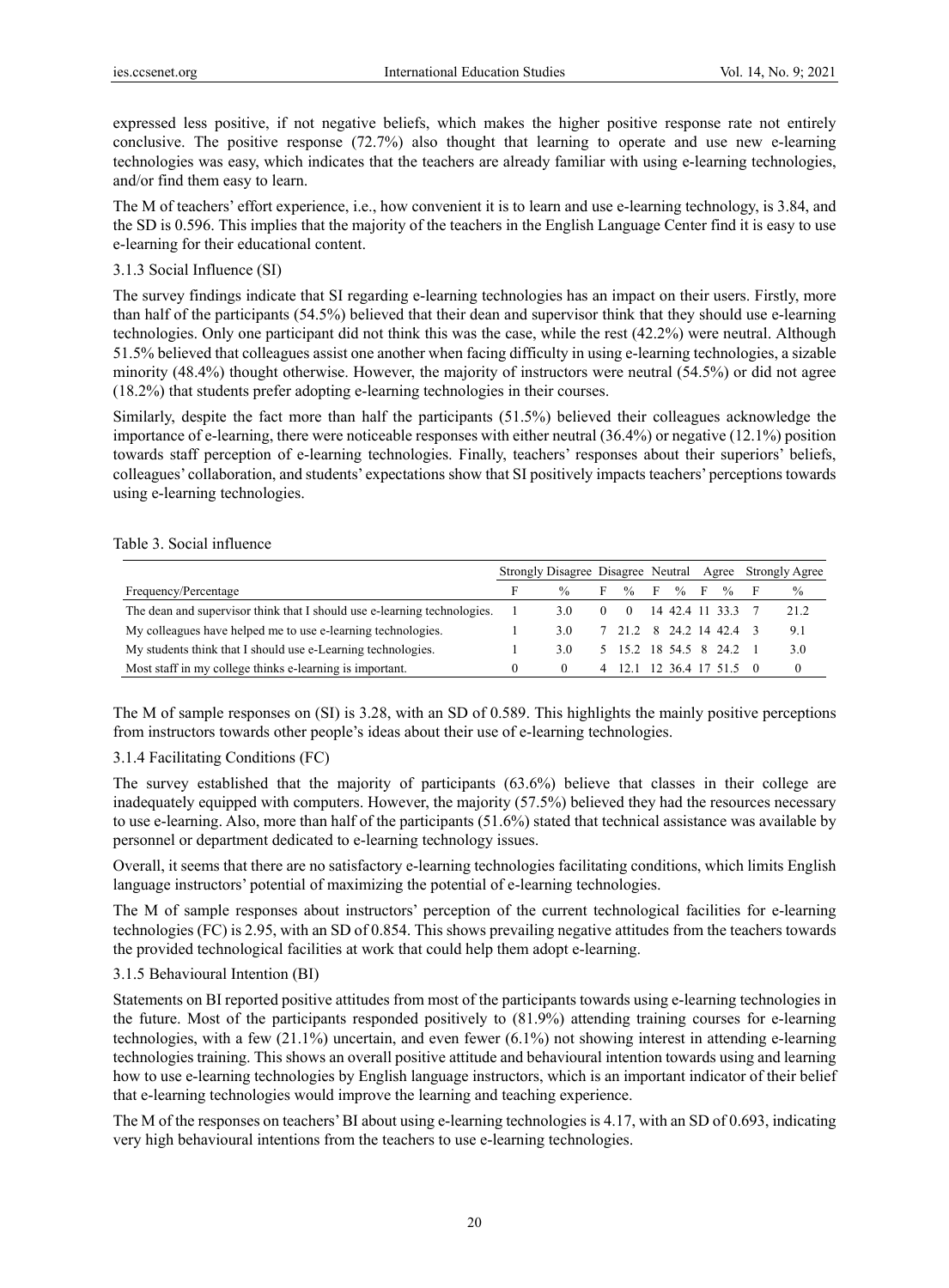expressed less positive, if not negative beliefs, which makes the higher positive response rate not entirely conclusive. The positive response (72.7%) also thought that learning to operate and use new e-learning technologies was easy, which indicates that the teachers are already familiar with using e-learning technologies, and/or find them easy to learn.

The M of teachers' effort experience, i.e., how convenient it is to learn and use e-learning technology, is 3.84, and the SD is 0.596. This implies that the majority of the teachers in the English Language Center find it is easy to use e-learning for their educational content.

### 3.1.3 Social Influence (SI)

The survey findings indicate that SI regarding e-learning technologies has an impact on their users. Firstly, more than half of the participants (54.5%) believed that their dean and supervisor think that they should use e-learning technologies. Only one participant did not think this was the case, while the rest (42.2%) were neutral. Although 51.5% believed that colleagues assist one another when facing difficulty in using e-learning technologies, a sizable minority (48.4%) thought otherwise. However, the majority of instructors were neutral (54.5%) or did not agree (18.2%) that students prefer adopting e-learning technologies in their courses.

Similarly, despite the fact more than half the participants (51.5%) believed their colleagues acknowledge the importance of e-learning, there were noticeable responses with either neutral (36.4%) or negative (12.1%) position towards staff perception of e-learning technologies. Finally, teachers' responses about their superiors' beliefs, colleagues' collaboration, and students' expectations show that SI positively impacts teachers' perceptions towards using e-learning technologies.

Table 3. Social influence

| | Strongly Disagree | | Disagree | | Neutral | | Agree | | Strongly Agree | |
|---|---|---|---|---|---|---|---|---|---|---|
| Frequency/Percentage | F | % | F | % | F | % | F | % | F | % |
| The dean and supervisor think that I should use e-learning technologies. | 1 | 3.0 | 0 | 0 | 14 | 42.4 | 11 | 33.3 | 7 | 21.2 |
| My colleagues have helped me to use e-learning technologies. | 1 | 3.0 | 7 | 21.2 | 8 | 24.2 | 14 | 42.4 | 3 | 9.1 |
| My students think that I should use e-Learning technologies. | 1 | 3.0 | 5 | 15.2 | 18 | 54.5 | 8 | 24.2 | 1 | 3.0 |
| Most staff in my college thinks e-learning is important. | 0 | 0 | 4 | 12.1 | 12 | 36.4 | 17 | 51.5 | 0 | 0 |

The M of sample responses on (SI) is 3.28, with an SD of 0.589. This highlights the mainly positive perceptions from instructors towards other people's ideas about their use of e-learning technologies.

### 3.1.4 Facilitating Conditions (FC)

The survey established that the majority of participants (63.6%) believe that classes in their college are inadequately equipped with computers. However, the majority (57.5%) believed they had the resources necessary to use e-learning. Also, more than half of the participants (51.6%) stated that technical assistance was available by personnel or department dedicated to e-learning technology issues.

Overall, it seems that there are no satisfactory e-learning technologies facilitating conditions, which limits English language instructors' potential of maximizing the potential of e-learning technologies.

The M of sample responses about instructors' perception of the current technological facilities for e-learning technologies (FC) is 2.95, with an SD of 0.854. This shows prevailing negative attitudes from the teachers towards the provided technological facilities at work that could help them adopt e-learning.

### 3.1.5 Behavioural Intention (BI)

Statements on BI reported positive attitudes from most of the participants towards using e-learning technologies in the future. Most of the participants responded positively to (81.9%) attending training courses for e-learning technologies, with a few (21.1%) uncertain, and even fewer (6.1%) not showing interest in attending e-learning technologies training. This shows an overall positive attitude and behavioural intention towards using and learning how to use e-learning technologies by English language instructors, which is an important indicator of their belief that e-learning technologies would improve the learning and teaching experience.

The M of the responses on teachers' BI about using e-learning technologies is 4.17, with an SD of 0.693, indicating very high behavioural intentions from the teachers to use e-learning technologies.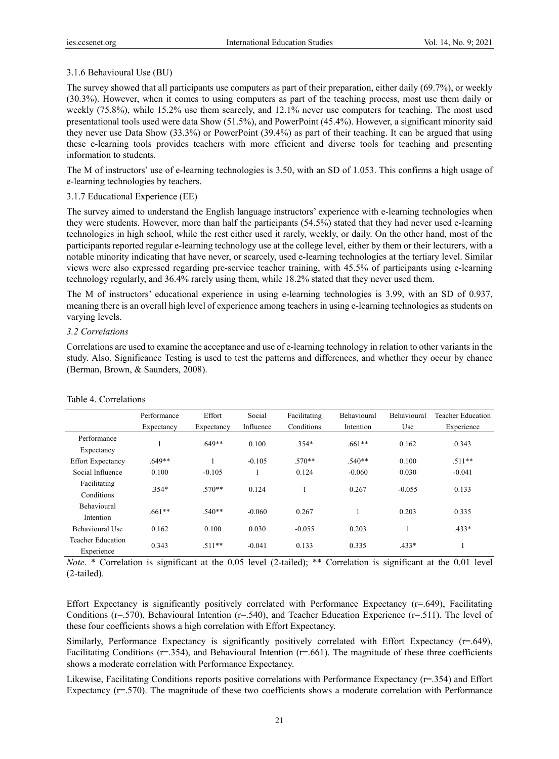#### 3.1.6 Behavioural Use (BU)

The survey showed that all participants use computers as part of their preparation, either daily (69.7%), or weekly (30.3%). However, when it comes to using computers as part of the teaching process, most use them daily or weekly (75.8%), while 15.2% use them scarcely, and 12.1% never use computers for teaching. The most used presentational tools used were data Show (51.5%), and PowerPoint (45.4%). However, a significant minority said they never use Data Show (33.3%) or PowerPoint (39.4%) as part of their teaching. It can be argued that using these e-learning tools provides teachers with more efficient and diverse tools for teaching and presenting information to students.

The M of instructors' use of e-learning technologies is 3.50, with an SD of 1.053. This confirms a high usage of e-learning technologies by teachers.

#### 3.1.7 Educational Experience (EE)

The survey aimed to understand the English language instructors' experience with e-learning technologies when they were students. However, more than half the participants (54.5%) stated that they had never used e-learning technologies in high school, while the rest either used it rarely, weekly, or daily. On the other hand, most of the participants reported regular e-learning technology use at the college level, either by them or their lecturers, with a notable minority indicating that have never, or scarcely, used e-learning technologies at the tertiary level. Similar views were also expressed regarding pre-service teacher training, with 45.5% of participants using e-learning technology regularly, and 36.4% rarely using them, while 18.2% stated that they never used them.

The M of instructors' educational experience in using e-learning technologies is 3.99, with an SD of 0.937, meaning there is an overall high level of experience among teachers in using e-learning technologies as students on varying levels.

### *3.2 Correlations*

Correlations are used to examine the acceptance and use of e-learning technology in relation to other variants in the study. Also, Significance Testing is used to test the patterns and differences, and whether they occur by chance (Berman, Brown, & Saunders, 2008).

Table 4. Correlations

| | Performance Expectancy | Effort Expectancy | Social Influence | Facilitating Conditions | Behavioural Intention | Behavioural Use | Teacher Education Experience |
|---|---|---|---|---|---|---|---|
| Performance Expectancy | 1 | .649** | 0.100 | .354* | .661** | 0.162 | 0.343 |
| Effort Expectancy | .649** | 1 | -0.105 | .570** | .540** | 0.100 | .511** |
| Social Influence | 0.100 | -0.105 | 1 | 0.124 | -0.060 | 0.030 | -0.041 |
| Facilitating Conditions | .354* | .570** | 0.124 | 1 | 0.267 | -0.055 | 0.133 |
| Behavioural Intention | .661** | .540** | -0.060 | 0.267 | 1 | 0.203 | 0.335 |
| Behavioural Use | 0.162 | 0.100 | 0.030 | -0.055 | 0.203 | 1 | .433* |
| Teacher Education Experience | 0.343 | .511** | -0.041 | 0.133 | 0.335 | .433* | 1 |

*Note*. * Correlation is significant at the 0.05 level (2-tailed); ** Correlation is significant at the 0.01 level (2-tailed).

Effort Expectancy is significantly positively correlated with Performance Expectancy (r=.649), Facilitating Conditions (r=.570), Behavioural Intention (r=.540), and Teacher Education Experience (r=.511). The level of these four coefficients shows a high correlation with Effort Expectancy.

Similarly, Performance Expectancy is significantly positively correlated with Effort Expectancy (r=.649), Facilitating Conditions (r=.354), and Behavioural Intention (r=.661). The magnitude of these three coefficients shows a moderate correlation with Performance Expectancy.

Likewise, Facilitating Conditions reports positive correlations with Performance Expectancy (r=.354) and Effort Expectancy (r=.570). The magnitude of these two coefficients shows a moderate correlation with Performance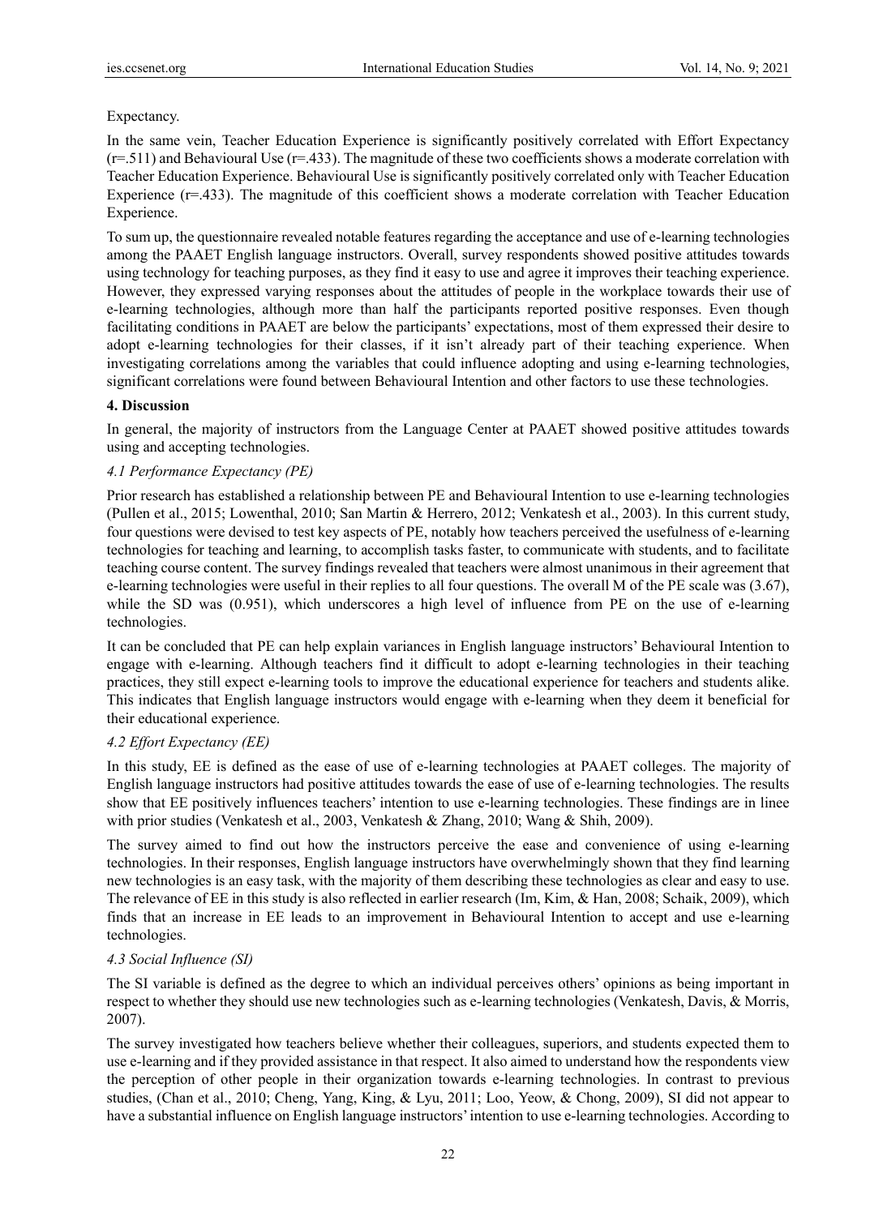Expectancy.

In the same vein, Teacher Education Experience is significantly positively correlated with Effort Expectancy (r=.511) and Behavioural Use (r=.433). The magnitude of these two coefficients shows a moderate correlation with Teacher Education Experience. Behavioural Use is significantly positively correlated only with Teacher Education Experience (r=.433). The magnitude of this coefficient shows a moderate correlation with Teacher Education Experience.

To sum up, the questionnaire revealed notable features regarding the acceptance and use of e-learning technologies among the PAAET English language instructors. Overall, survey respondents showed positive attitudes towards using technology for teaching purposes, as they find it easy to use and agree it improves their teaching experience. However, they expressed varying responses about the attitudes of people in the workplace towards their use of e-learning technologies, although more than half the participants reported positive responses. Even though facilitating conditions in PAAET are below the participants' expectations, most of them expressed their desire to adopt e-learning technologies for their classes, if it isn't already part of their teaching experience. When investigating correlations among the variables that could influence adopting and using e-learning technologies, significant correlations were found between Behavioural Intention and other factors to use these technologies.

## 4. Discussion

In general, the majority of instructors from the Language Center at PAAET showed positive attitudes towards using and accepting technologies.

### *4.1 Performance Expectancy (PE)*

Prior research has established a relationship between PE and Behavioural Intention to use e-learning technologies (Pullen et al., 2015; Lowenthal, 2010; San Martin & Herrero, 2012; Venkatesh et al., 2003). In this current study, four questions were devised to test key aspects of PE, notably how teachers perceived the usefulness of e-learning technologies for teaching and learning, to accomplish tasks faster, to communicate with students, and to facilitate teaching course content. The survey findings revealed that teachers were almost unanimous in their agreement that e-learning technologies were useful in their replies to all four questions. The overall M of the PE scale was (3.67), while the SD was (0.951), which underscores a high level of influence from PE on the use of e-learning technologies.

It can be concluded that PE can help explain variances in English language instructors' Behavioural Intention to engage with e-learning. Although teachers find it difficult to adopt e-learning technologies in their teaching practices, they still expect e-learning tools to improve the educational experience for teachers and students alike. This indicates that English language instructors would engage with e-learning when they deem it beneficial for their educational experience.

### *4.2 Effort Expectancy (EE)*

In this study, EE is defined as the ease of use of e-learning technologies at PAAET colleges. The majority of English language instructors had positive attitudes towards the ease of use of e-learning technologies. The results show that EE positively influences teachers' intention to use e-learning technologies. These findings are in linee with prior studies (Venkatesh et al., 2003, Venkatesh & Zhang, 2010; Wang & Shih, 2009).

The survey aimed to find out how the instructors perceive the ease and convenience of using e-learning technologies. In their responses, English language instructors have overwhelmingly shown that they find learning new technologies is an easy task, with the majority of them describing these technologies as clear and easy to use. The relevance of EE in this study is also reflected in earlier research (Im, Kim, & Han, 2008; Schaik, 2009), which finds that an increase in EE leads to an improvement in Behavioural Intention to accept and use e-learning technologies.

### *4.3 Social Influence (SI)*

The SI variable is defined as the degree to which an individual perceives others' opinions as being important in respect to whether they should use new technologies such as e-learning technologies (Venkatesh, Davis, & Morris, 2007).

The survey investigated how teachers believe whether their colleagues, superiors, and students expected them to use e-learning and if they provided assistance in that respect. It also aimed to understand how the respondents view the perception of other people in their organization towards e-learning technologies. In contrast to previous studies, (Chan et al., 2010; Cheng, Yang, King, & Lyu, 2011; Loo, Yeow, & Chong, 2009), SI did not appear to have a substantial influence on English language instructors' intention to use e-learning technologies. According to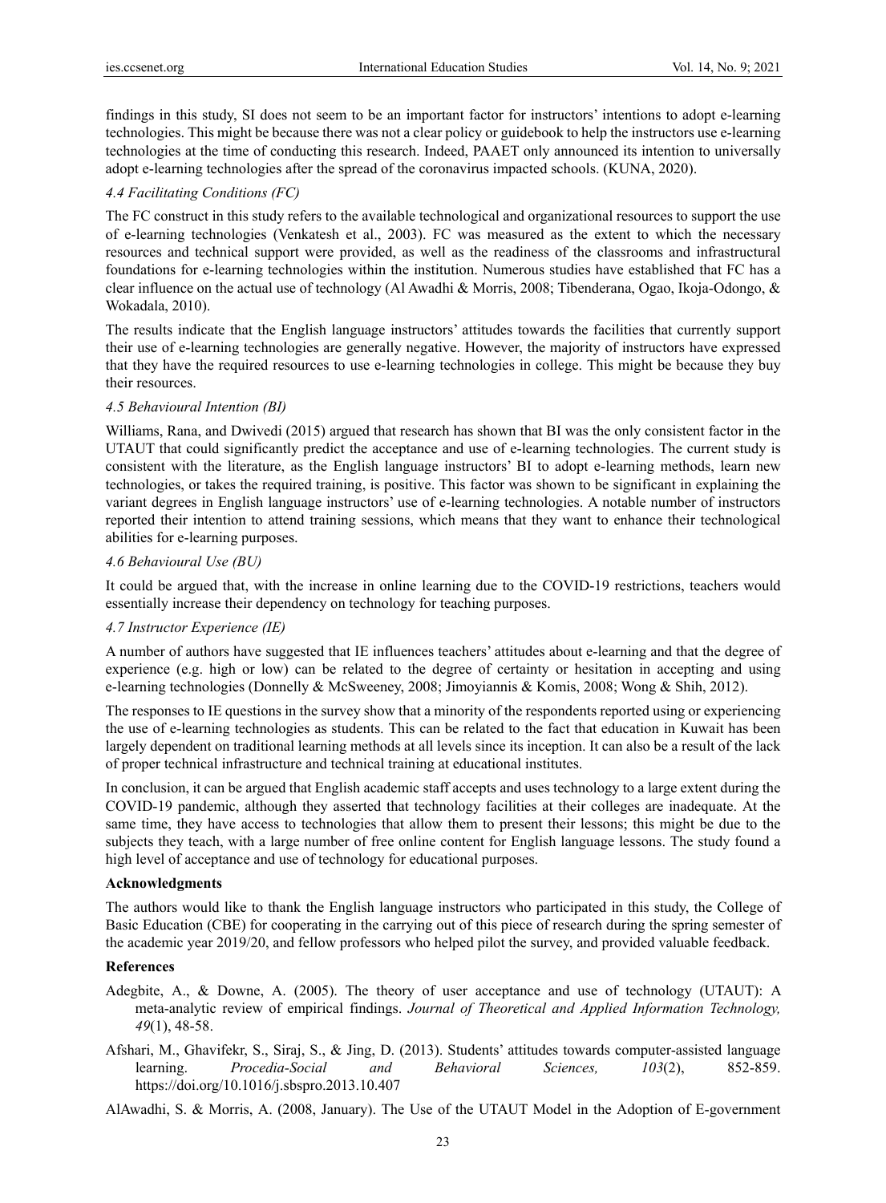findings in this study, SI does not seem to be an important factor for instructors' intentions to adopt e-learning technologies. This might be because there was not a clear policy or guidebook to help the instructors use e-learning technologies at the time of conducting this research. Indeed, PAAET only announced its intention to universally adopt e-learning technologies after the spread of the coronavirus impacted schools. (KUNA, 2020).

### *4.4 Facilitating Conditions (FC)*

The FC construct in this study refers to the available technological and organizational resources to support the use of e-learning technologies (Venkatesh et al., 2003). FC was measured as the extent to which the necessary resources and technical support were provided, as well as the readiness of the classrooms and infrastructural foundations for e-learning technologies within the institution. Numerous studies have established that FC has a clear influence on the actual use of technology (Al Awadhi & Morris, 2008; Tibenderana, Ogao, Ikoja-Odongo, & Wokadala, 2010).

The results indicate that the English language instructors' attitudes towards the facilities that currently support their use of e-learning technologies are generally negative. However, the majority of instructors have expressed that they have the required resources to use e-learning technologies in college. This might be because they buy their resources.

### *4.5 Behavioural Intention (BI)*

Williams, Rana, and Dwivedi (2015) argued that research has shown that BI was the only consistent factor in the UTAUT that could significantly predict the acceptance and use of e-learning technologies. The current study is consistent with the literature, as the English language instructors' BI to adopt e-learning methods, learn new technologies, or takes the required training, is positive. This factor was shown to be significant in explaining the variant degrees in English language instructors' use of e-learning technologies. A notable number of instructors reported their intention to attend training sessions, which means that they want to enhance their technological abilities for e-learning purposes.

### *4.6 Behavioural Use (BU)*

It could be argued that, with the increase in online learning due to the COVID-19 restrictions, teachers would essentially increase their dependency on technology for teaching purposes.

### *4.7 Instructor Experience (IE)*

A number of authors have suggested that IE influences teachers' attitudes about e-learning and that the degree of experience (e.g. high or low) can be related to the degree of certainty or hesitation in accepting and using e-learning technologies (Donnelly & McSweeney, 2008; Jimoyiannis & Komis, 2008; Wong & Shih, 2012).

The responses to IE questions in the survey show that a minority of the respondents reported using or experiencing the use of e-learning technologies as students. This can be related to the fact that education in Kuwait has been largely dependent on traditional learning methods at all levels since its inception. It can also be a result of the lack of proper technical infrastructure and technical training at educational institutes.

In conclusion, it can be argued that English academic staff accepts and uses technology to a large extent during the COVID-19 pandemic, although they asserted that technology facilities at their colleges are inadequate. At the same time, they have access to technologies that allow them to present their lessons; this might be due to the subjects they teach, with a large number of free online content for English language lessons. The study found a high level of acceptance and use of technology for educational purposes.

**Acknowledgments**

The authors would like to thank the English language instructors who participated in this study, the College of Basic Education (CBE) for cooperating in the carrying out of this piece of research during the spring semester of the academic year 2019/20, and fellow professors who helped pilot the survey, and provided valuable feedback.

**References**

Adegbite, A., & Downe, A. (2005). The theory of user acceptance and use of technology (UTAUT): A meta-analytic review of empirical findings. *Journal of Theoretical and Applied Information Technology, 49*(1), 48-58.

Afshari, M., Ghavifekr, S., Siraj, S., & Jing, D. (2013). Students' attitudes towards computer-assisted language learning. *Procedia-Social and Behavioral Sciences, 103*(2), 852-859. https://doi.org/10.1016/j.sbspro.2013.10.407

AlAwadhi, S. & Morris, A. (2008, January). The Use of the UTAUT Model in the Adoption of E-government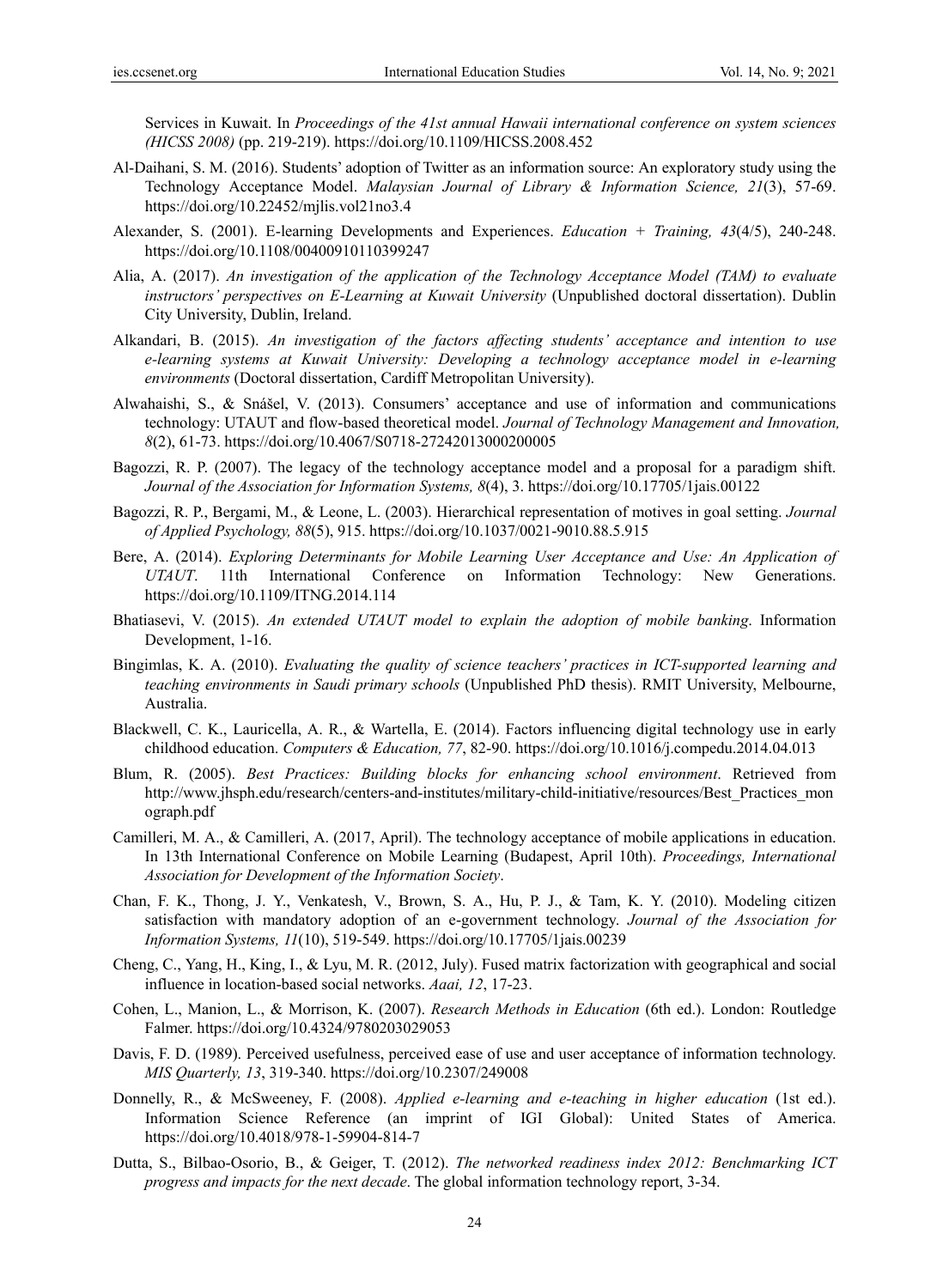Services in Kuwait. In *Proceedings of the 41st annual Hawaii international conference on system sciences (HICSS 2008)* (pp. 219-219). https://doi.org/10.1109/HICSS.2008.452

Al-Daihani, S. M. (2016). Students' adoption of Twitter as an information source: An exploratory study using the Technology Acceptance Model. *Malaysian Journal of Library & Information Science, 21*(3), 57-69. https://doi.org/10.22452/mjlis.vol21no3.4

Alexander, S. (2001). E-learning Developments and Experiences. *Education + Training, 43*(4/5), 240-248. https://doi.org/10.1108/00400910110399247

Alia, A. (2017). *An investigation of the application of the Technology Acceptance Model (TAM) to evaluate instructors' perspectives on E-Learning at Kuwait University* (Unpublished doctoral dissertation). Dublin City University, Dublin, Ireland.

Alkandari, B. (2015). *An investigation of the factors affecting students' acceptance and intention to use e-learning systems at Kuwait University: Developing a technology acceptance model in e-learning environments* (Doctoral dissertation, Cardiff Metropolitan University).

Alwahaishi, S., & Snášel, V. (2013). Consumers' acceptance and use of information and communications technology: UTAUT and flow-based theoretical model. *Journal of Technology Management and Innovation, 8*(2), 61-73. https://doi.org/10.4067/S0718-27242013000200005

Bagozzi, R. P. (2007). The legacy of the technology acceptance model and a proposal for a paradigm shift. *Journal of the Association for Information Systems, 8*(4), 3. https://doi.org/10.17705/1jais.00122

Bagozzi, R. P., Bergami, M., & Leone, L. (2003). Hierarchical representation of motives in goal setting. *Journal of Applied Psychology, 88*(5), 915. https://doi.org/10.1037/0021-9010.88.5.915

Bere, A. (2014). *Exploring Determinants for Mobile Learning User Acceptance and Use: An Application of UTAUT*. 11th International Conference on Information Technology: New Generations. https://doi.org/10.1109/ITNG.2014.114

Bhatiasevi, V. (2015). *An extended UTAUT model to explain the adoption of mobile banking*. Information Development, 1-16.

Bingimlas, K. A. (2010). *Evaluating the quality of science teachers' practices in ICT-supported learning and teaching environments in Saudi primary schools* (Unpublished PhD thesis). RMIT University, Melbourne, Australia.

Blackwell, C. K., Lauricella, A. R., & Wartella, E. (2014). Factors influencing digital technology use in early childhood education. *Computers & Education, 77*, 82-90. https://doi.org/10.1016/j.compedu.2014.04.013

Blum, R. (2005). *Best Practices: Building blocks for enhancing school environment*. Retrieved from http://www.jhsph.edu/research/centers-and-institutes/military-child-initiative/resources/Best_Practices_monograph.pdf

Camilleri, M. A., & Camilleri, A. (2017, April). The technology acceptance of mobile applications in education. In 13th International Conference on Mobile Learning (Budapest, April 10th). *Proceedings, International Association for Development of the Information Society*.

Chan, F. K., Thong, J. Y., Venkatesh, V., Brown, S. A., Hu, P. J., & Tam, K. Y. (2010). Modeling citizen satisfaction with mandatory adoption of an e-government technology. *Journal of the Association for Information Systems, 11*(10), 519-549. https://doi.org/10.17705/1jais.00239

Cheng, C., Yang, H., King, I., & Lyu, M. R. (2012, July). Fused matrix factorization with geographical and social influence in location-based social networks. *Aaai, 12*, 17-23.

Cohen, L., Manion, L., & Morrison, K. (2007). *Research Methods in Education* (6th ed.). London: Routledge Falmer. https://doi.org/10.4324/9780203029053

Davis, F. D. (1989). Perceived usefulness, perceived ease of use and user acceptance of information technology. *MIS Quarterly, 13*, 319-340. https://doi.org/10.2307/249008

Donnelly, R., & McSweeney, F. (2008). *Applied e-learning and e-teaching in higher education* (1st ed.). Information Science Reference (an imprint of IGI Global): United States of America. https://doi.org/10.4018/978-1-59904-814-7

Dutta, S., Bilbao-Osorio, B., & Geiger, T. (2012). *The networked readiness index 2012: Benchmarking ICT progress and impacts for the next decade*. The global information technology report, 3-34.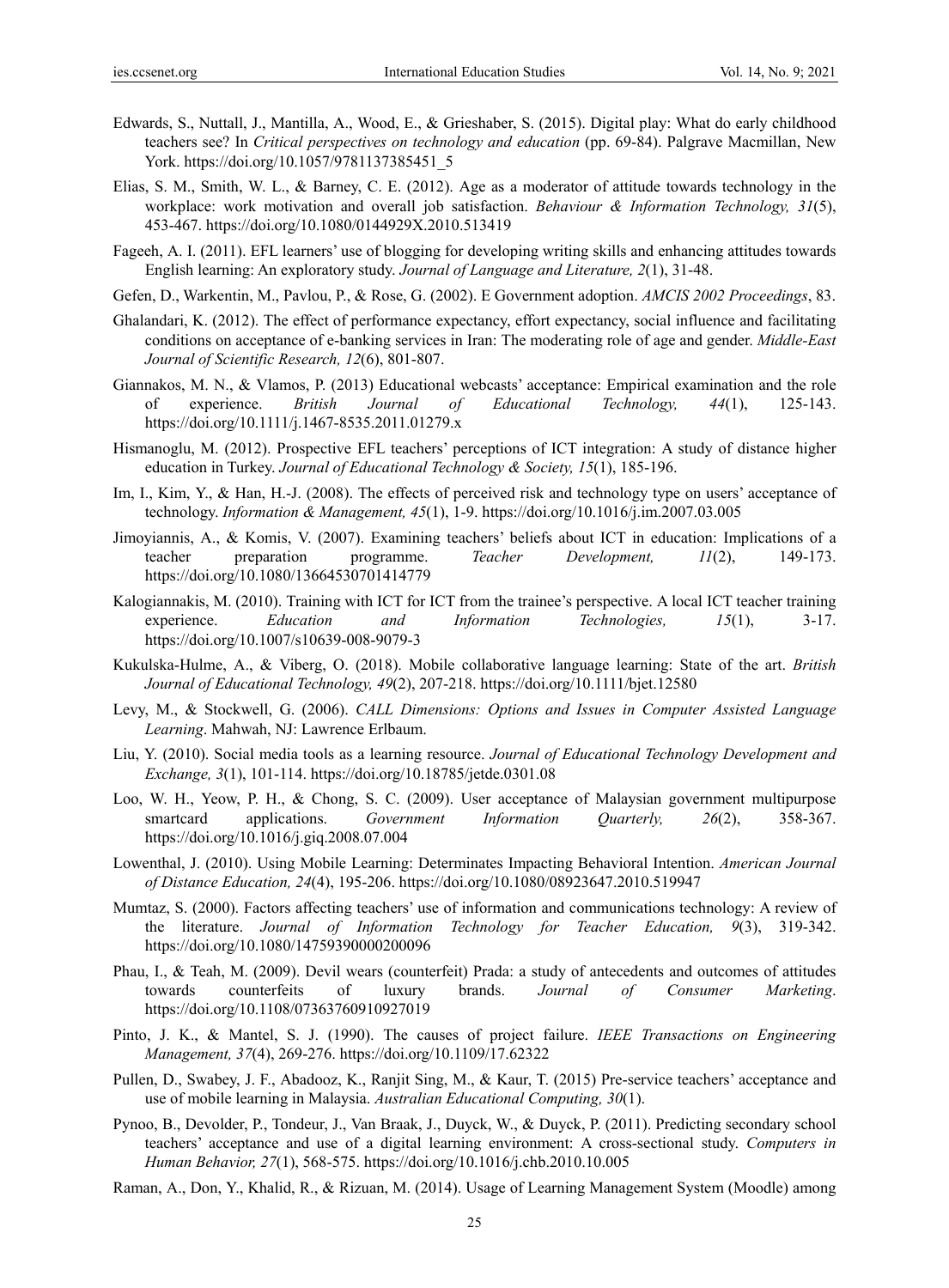Edwards, S., Nuttall, J., Mantilla, A., Wood, E., & Grieshaber, S. (2015). Digital play: What do early childhood teachers see? In *Critical perspectives on technology and education* (pp. 69-84). Palgrave Macmillan, New York. https://doi.org/10.1057/9781137385451_5

Elias, S. M., Smith, W. L., & Barney, C. E. (2012). Age as a moderator of attitude towards technology in the workplace: work motivation and overall job satisfaction. *Behaviour & Information Technology, 31*(5), 453-467. https://doi.org/10.1080/0144929X.2010.513419

Fageeh, A. I. (2011). EFL learners' use of blogging for developing writing skills and enhancing attitudes towards English learning: An exploratory study. *Journal of Language and Literature, 2*(1), 31-48.

Gefen, D., Warkentin, M., Pavlou, P., & Rose, G. (2002). E Government adoption. *AMCIS 2002 Proceedings*, 83.

Ghalandari, K. (2012). The effect of performance expectancy, effort expectancy, social influence and facilitating conditions on acceptance of e-banking services in Iran: The moderating role of age and gender. *Middle-East Journal of Scientific Research, 12*(6), 801-807.

Giannakos, M. N., & Vlamos, P. (2013) Educational webcasts' acceptance: Empirical examination and the role of experience. *British Journal of Educational Technology, 44*(1), 125-143. https://doi.org/10.1111/j.1467-8535.2011.01279.x

Hismanoglu, M. (2012). Prospective EFL teachers' perceptions of ICT integration: A study of distance higher education in Turkey. *Journal of Educational Technology & Society, 15*(1), 185-196.

Im, I., Kim, Y., & Han, H.-J. (2008). The effects of perceived risk and technology type on users' acceptance of technology. *Information & Management, 45*(1), 1-9. https://doi.org/10.1016/j.im.2007.03.005

Jimoyiannis, A., & Komis, V. (2007). Examining teachers' beliefs about ICT in education: Implications of a teacher preparation programme. *Teacher Development, 11*(2), 149-173. https://doi.org/10.1080/13664530701414779

Kalogiannakis, M. (2010). Training with ICT for ICT from the trainee's perspective. A local ICT teacher training experience. *Education and Information Technologies, 15*(1), 3-17. https://doi.org/10.1007/s10639-008-9079-3

Kukulska-Hulme, A., & Viberg, O. (2018). Mobile collaborative language learning: State of the art. *British Journal of Educational Technology, 49*(2), 207-218. https://doi.org/10.1111/bjet.12580

Levy, M., & Stockwell, G. (2006). *CALL Dimensions: Options and Issues in Computer Assisted Language Learning*. Mahwah, NJ: Lawrence Erlbaum.

Liu, Y. (2010). Social media tools as a learning resource. *Journal of Educational Technology Development and Exchange, 3*(1), 101-114. https://doi.org/10.18785/jetde.0301.08

Loo, W. H., Yeow, P. H., & Chong, S. C. (2009). User acceptance of Malaysian government multipurpose smartcard applications. *Government Information Quarterly, 26*(2), 358-367. https://doi.org/10.1016/j.giq.2008.07.004

Lowenthal, J. (2010). Using Mobile Learning: Determinates Impacting Behavioral Intention. *American Journal of Distance Education, 24*(4), 195-206. https://doi.org/10.1080/08923647.2010.519947

Mumtaz, S. (2000). Factors affecting teachers' use of information and communications technology: A review of the literature. *Journal of Information Technology for Teacher Education, 9*(3), 319-342. https://doi.org/10.1080/14759390000200096

Phau, I., & Teah, M. (2009). Devil wears (counterfeit) Prada: a study of antecedents and outcomes of attitudes towards counterfeits of luxury brands. *Journal of Consumer Marketing*. https://doi.org/10.1108/07363760910927019

Pinto, J. K., & Mantel, S. J. (1990). The causes of project failure. *IEEE Transactions on Engineering Management, 37*(4), 269-276. https://doi.org/10.1109/17.62322

Pullen, D., Swabey, J. F., Abadooz, K., Ranjit Sing, M., & Kaur, T. (2015) Pre-service teachers' acceptance and use of mobile learning in Malaysia. *Australian Educational Computing, 30*(1).

Pynoo, B., Devolder, P., Tondeur, J., Van Braak, J., Duyck, W., & Duyck, P. (2011). Predicting secondary school teachers' acceptance and use of a digital learning environment: A cross-sectional study. *Computers in Human Behavior, 27*(1), 568-575. https://doi.org/10.1016/j.chb.2010.10.005

Raman, A., Don, Y., Khalid, R., & Rizuan, M. (2014). Usage of Learning Management System (Moodle) among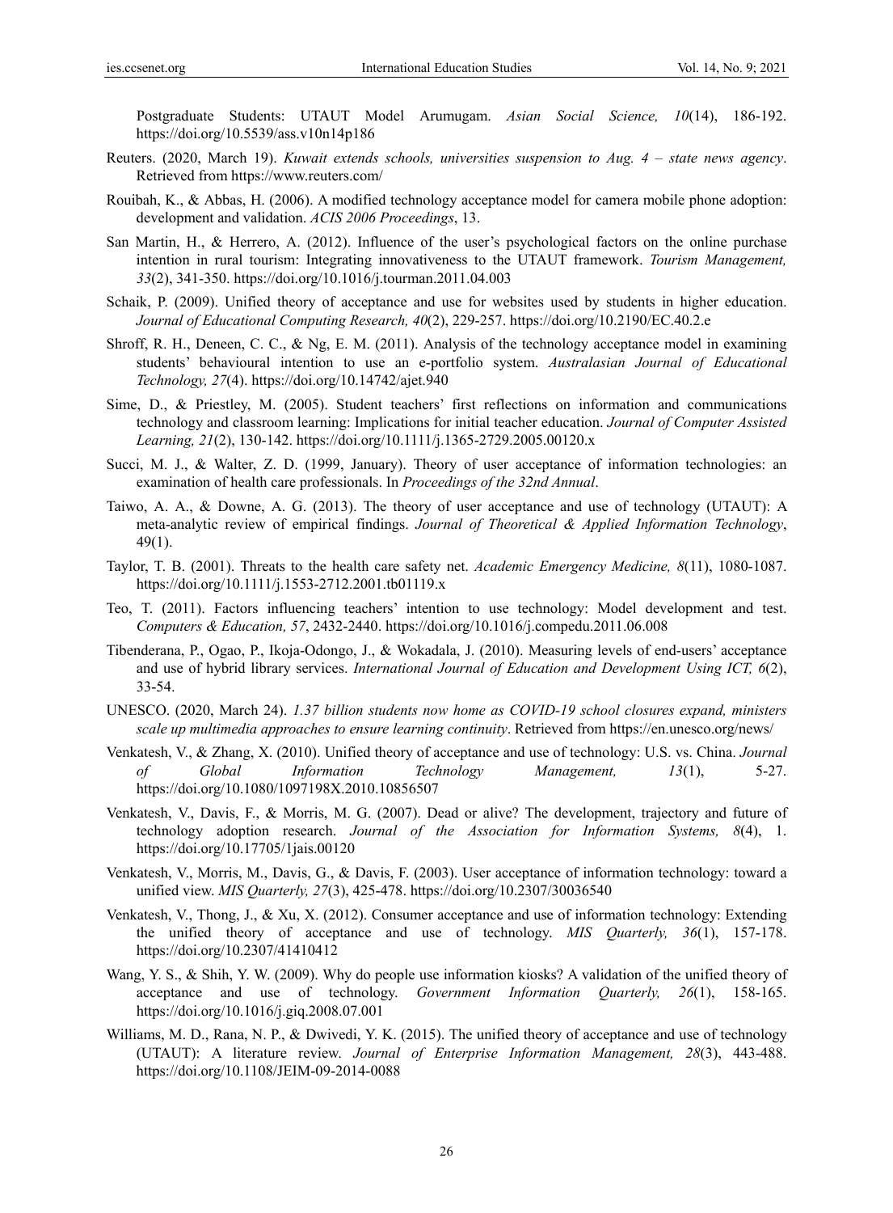Postgraduate Students: UTAUT Model Arumugam. *Asian Social Science, 10*(14), 186-192. https://doi.org/10.5539/ass.v10n14p186

Reuters. (2020, March 19). *Kuwait extends schools, universities suspension to Aug. 4 – state news agency*. Retrieved from https://www.reuters.com/

Rouibah, K., & Abbas, H. (2006). A modified technology acceptance model for camera mobile phone adoption: development and validation. *ACIS 2006 Proceedings*, 13.

San Martin, H., & Herrero, A. (2012). Influence of the user's psychological factors on the online purchase intention in rural tourism: Integrating innovativeness to the UTAUT framework. *Tourism Management, 33*(2), 341-350. https://doi.org/10.1016/j.tourman.2011.04.003

Schaik, P. (2009). Unified theory of acceptance and use for websites used by students in higher education. *Journal of Educational Computing Research, 40*(2), 229-257. https://doi.org/10.2190/EC.40.2.e

Shroff, R. H., Deneen, C. C., & Ng, E. M. (2011). Analysis of the technology acceptance model in examining students' behavioural intention to use an e-portfolio system. *Australasian Journal of Educational Technology, 27*(4). https://doi.org/10.14742/ajet.940

Sime, D., & Priestley, M. (2005). Student teachers' first reflections on information and communications technology and classroom learning: Implications for initial teacher education. *Journal of Computer Assisted Learning, 21*(2), 130-142. https://doi.org/10.1111/j.1365-2729.2005.00120.x

Succi, M. J., & Walter, Z. D. (1999, January). Theory of user acceptance of information technologies: an examination of health care professionals. In *Proceedings of the 32nd Annual*.

Taiwo, A. A., & Downe, A. G. (2013). The theory of user acceptance and use of technology (UTAUT): A meta-analytic review of empirical findings. *Journal of Theoretical & Applied Information Technology*, 49(1).

Taylor, T. B. (2001). Threats to the health care safety net. *Academic Emergency Medicine, 8*(11), 1080-1087. https://doi.org/10.1111/j.1553-2712.2001.tb01119.x

Teo, T. (2011). Factors influencing teachers' intention to use technology: Model development and test. *Computers & Education, 57*, 2432-2440. https://doi.org/10.1016/j.compedu.2011.06.008

Tibenderana, P., Ogao, P., Ikoja-Odongo, J., & Wokadala, J. (2010). Measuring levels of end-users' acceptance and use of hybrid library services. *International Journal of Education and Development Using ICT, 6*(2), 33-54.

UNESCO. (2020, March 24). *1.37 billion students now home as COVID-19 school closures expand, ministers scale up multimedia approaches to ensure learning continuity*. Retrieved from https://en.unesco.org/news/

Venkatesh, V., & Zhang, X. (2010). Unified theory of acceptance and use of technology: U.S. vs. China. *Journal of Global Information Technology Management, 13*(1), 5-27. https://doi.org/10.1080/1097198X.2010.10856507

Venkatesh, V., Davis, F., & Morris, M. G. (2007). Dead or alive? The development, trajectory and future of technology adoption research. *Journal of the Association for Information Systems, 8*(4), 1. https://doi.org/10.17705/1jais.00120

Venkatesh, V., Morris, M., Davis, G., & Davis, F. (2003). User acceptance of information technology: toward a unified view. *MIS Quarterly, 27*(3), 425-478. https://doi.org/10.2307/30036540

Venkatesh, V., Thong, J., & Xu, X. (2012). Consumer acceptance and use of information technology: Extending the unified theory of acceptance and use of technology. *MIS Quarterly, 36*(1), 157-178. https://doi.org/10.2307/41410412

Wang, Y. S., & Shih, Y. W. (2009). Why do people use information kiosks? A validation of the unified theory of acceptance and use of technology. *Government Information Quarterly, 26*(1), 158-165. https://doi.org/10.1016/j.giq.2008.07.001

Williams, M. D., Rana, N. P., & Dwivedi, Y. K. (2015). The unified theory of acceptance and use of technology (UTAUT): A literature review. *Journal of Enterprise Information Management, 28*(3), 443-488. https://doi.org/10.1108/JEIM-09-2014-0088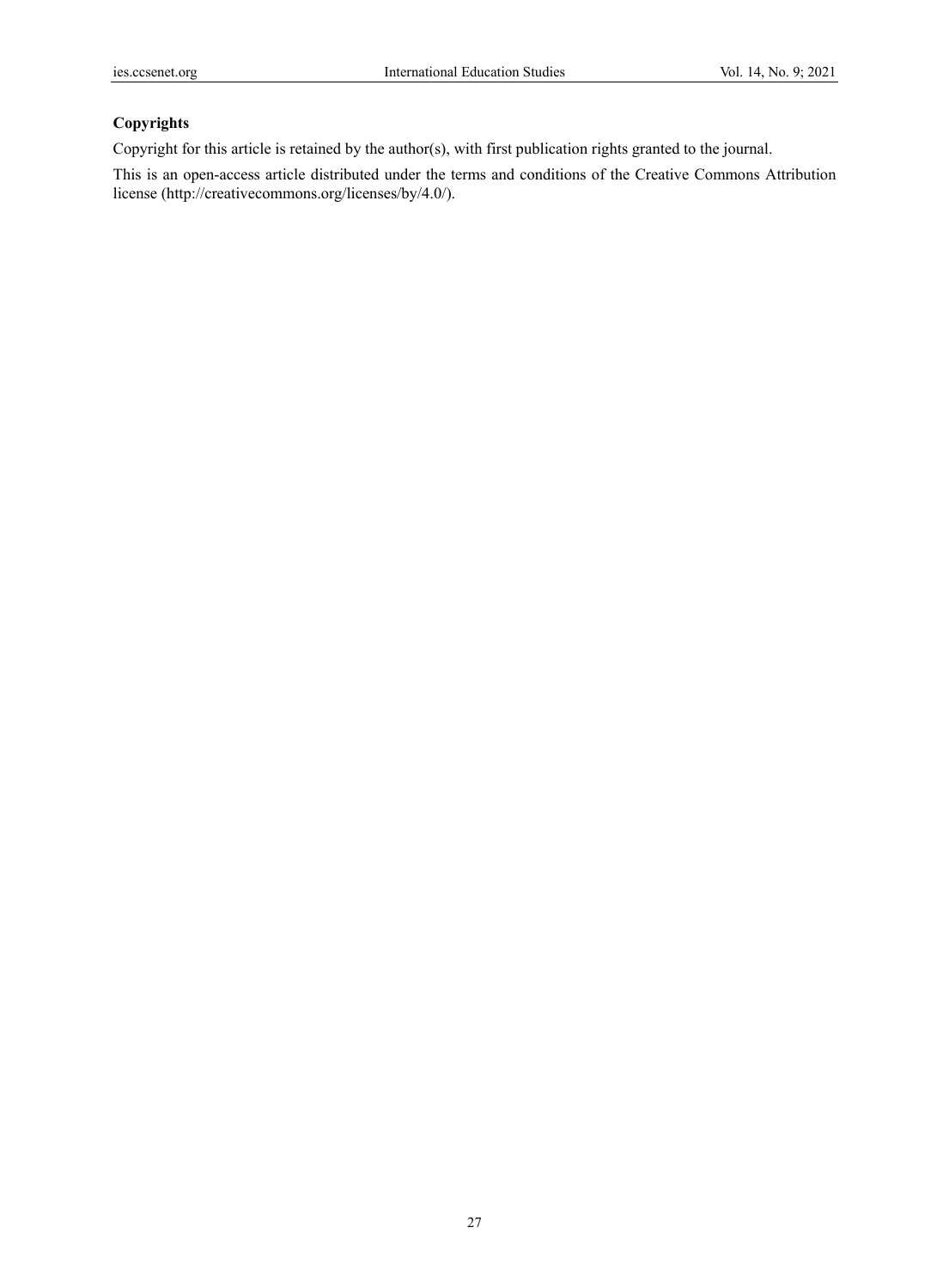**Copyrights**

Copyright for this article is retained by the author(s), with first publication rights granted to the journal.

This is an open-access article distributed under the terms and conditions of the Creative Commons Attribution license (http://creativecommons.org/licenses/by/4.0/).